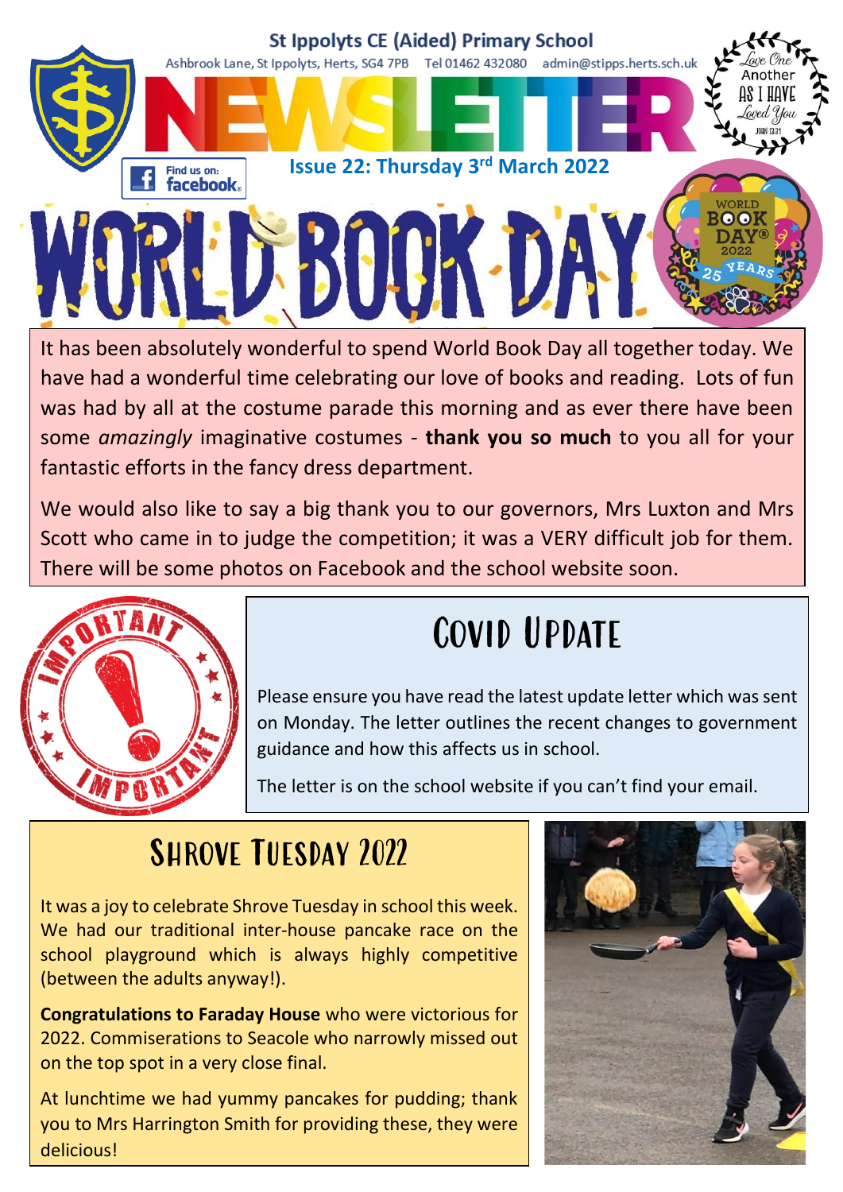# St Ippolyts CE (Aided) Primary School

Ashbrook Lane, St Ippolyts, Herts, SG4 7PB Tel 01462 432080 admin@stipps.herts.sch.uk

# NEWSLETTER

Find us on: facebook

Love One Another As I Have Loved You — John 13:34

**Issue 22: Thursday 3rd March 2022**

# WORLD BOOK DAY

It has been absolutely wonderful to spend World Book Day all together today. We have had a wonderful time celebrating our love of books and reading. Lots of fun was had by all at the costume parade this morning and as ever there have been some *amazingly* imaginative costumes - **thank you so much** to you all for your fantastic efforts in the fancy dress department.

We would also like to say a big thank you to our governors, Mrs Luxton and Mrs Scott who came in to judge the competition; it was a VERY difficult job for them. There will be some photos on Facebook and the school website soon.

## Covid Update

Please ensure you have read the latest update letter which was sent on Monday. The letter outlines the recent changes to government guidance and how this affects us in school.

The letter is on the school website if you can't find your email.

## Shrove Tuesday 2022

It was a joy to celebrate Shrove Tuesday in school this week. We had our traditional inter-house pancake race on the school playground which is always highly competitive (between the adults anyway!).

**Congratulations to Faraday House** who were victorious for 2022. Commiserations to Seacole who narrowly missed out on the top spot in a very close final.

At lunchtime we had yummy pancakes for pudding; thank you to Mrs Harrington Smith for providing these, they were delicious!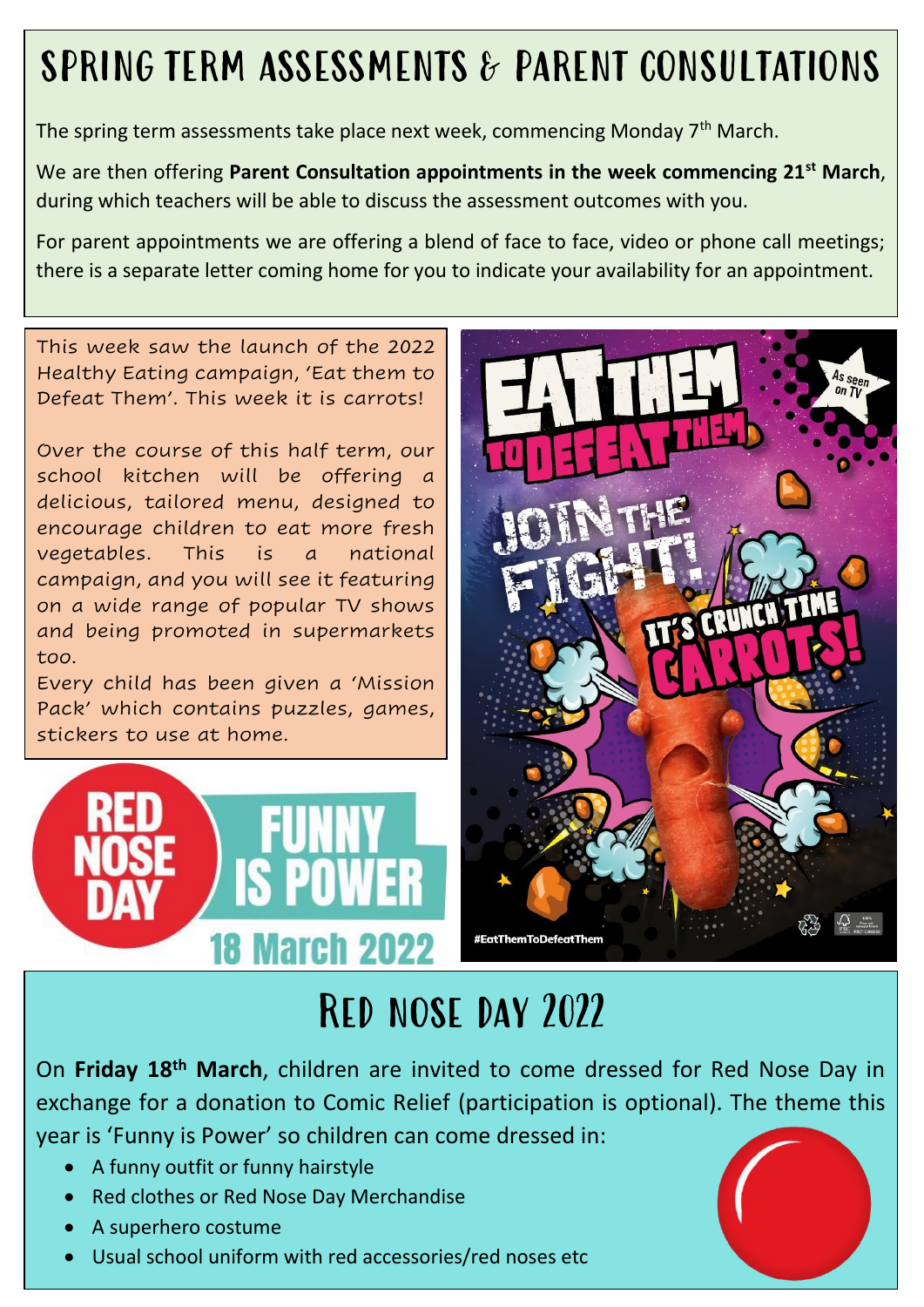# Spring Term Assessments & Parent Consultations

The spring term assessments take place next week, commencing Monday 7th March.

We are then offering **Parent Consultation appointments in the week commencing 21st March**, during which teachers will be able to discuss the assessment outcomes with you.

For parent appointments we are offering a blend of face to face, video or phone call meetings; there is a separate letter coming home for you to indicate your availability for an appointment.

This week saw the launch of the 2022 Healthy Eating campaign, 'Eat them to Defeat Them'. This week it is carrots!

Over the course of this half term, our school kitchen will be offering a delicious, tailored menu, designed to encourage children to eat more fresh vegetables. This is a national campaign, and you will see it featuring on a wide range of popular TV shows and being promoted in supermarkets too.

Every child has been given a 'Mission Pack' which contains puzzles, games, stickers to use at home.

# Red Nose Day 2022

On **Friday 18th March**, children are invited to come dressed for Red Nose Day in exchange for a donation to Comic Relief (participation is optional). The theme this year is 'Funny is Power' so children can come dressed in:

- A funny outfit or funny hairstyle
- Red clothes or Red Nose Day Merchandise
- A superhero costume
- Usual school uniform with red accessories/red noses etc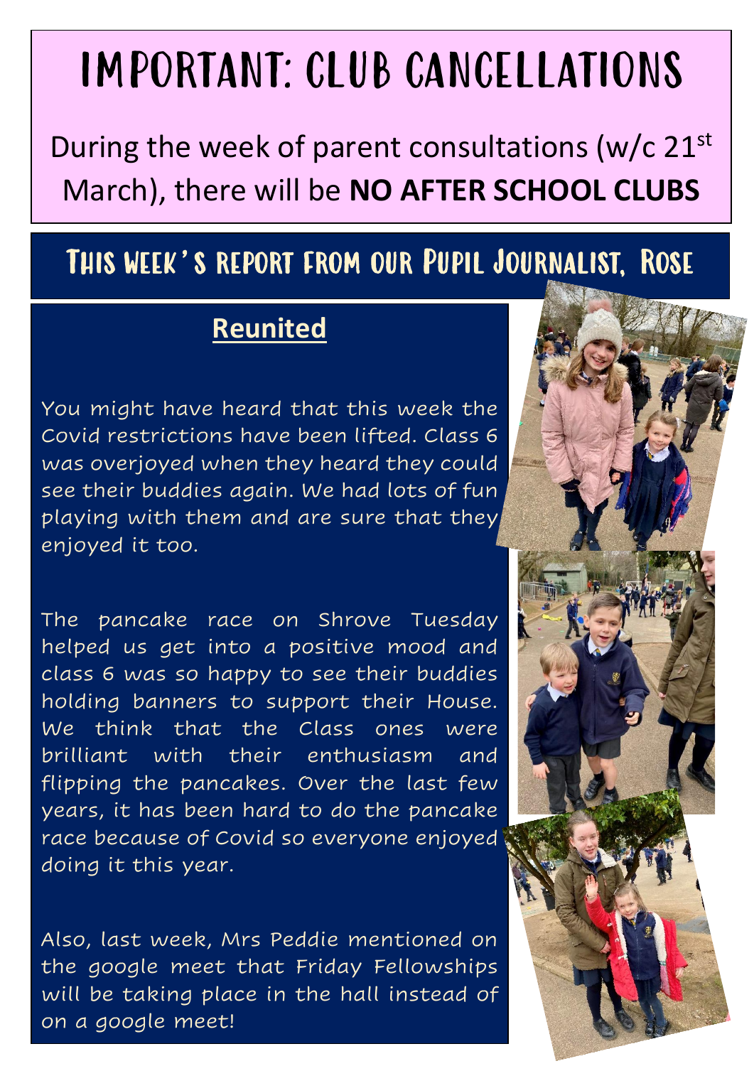# IMPORTANT: CLUB CANCELLATIONS

During the week of parent consultations (w/c 21st March), there will be **NO AFTER SCHOOL CLUBS**

## This week's report from our Pupil Journalist, Rose

### Reunited

You might have heard that this week the Covid restrictions have been lifted. Class 6 was overjoyed when they heard they could see their buddies again. We had lots of fun playing with them and are sure that they enjoyed it too.

The pancake race on Shrove Tuesday helped us get into a positive mood and class 6 was so happy to see their buddies holding banners to support their House. We think that the Class ones were brilliant with their enthusiasm and flipping the pancakes. Over the last few years, it has been hard to do the pancake race because of Covid so everyone enjoyed doing it this year.

Also, last week, Mrs Peddie mentioned on the google meet that Friday Fellowships will be taking place in the hall instead of on a google meet!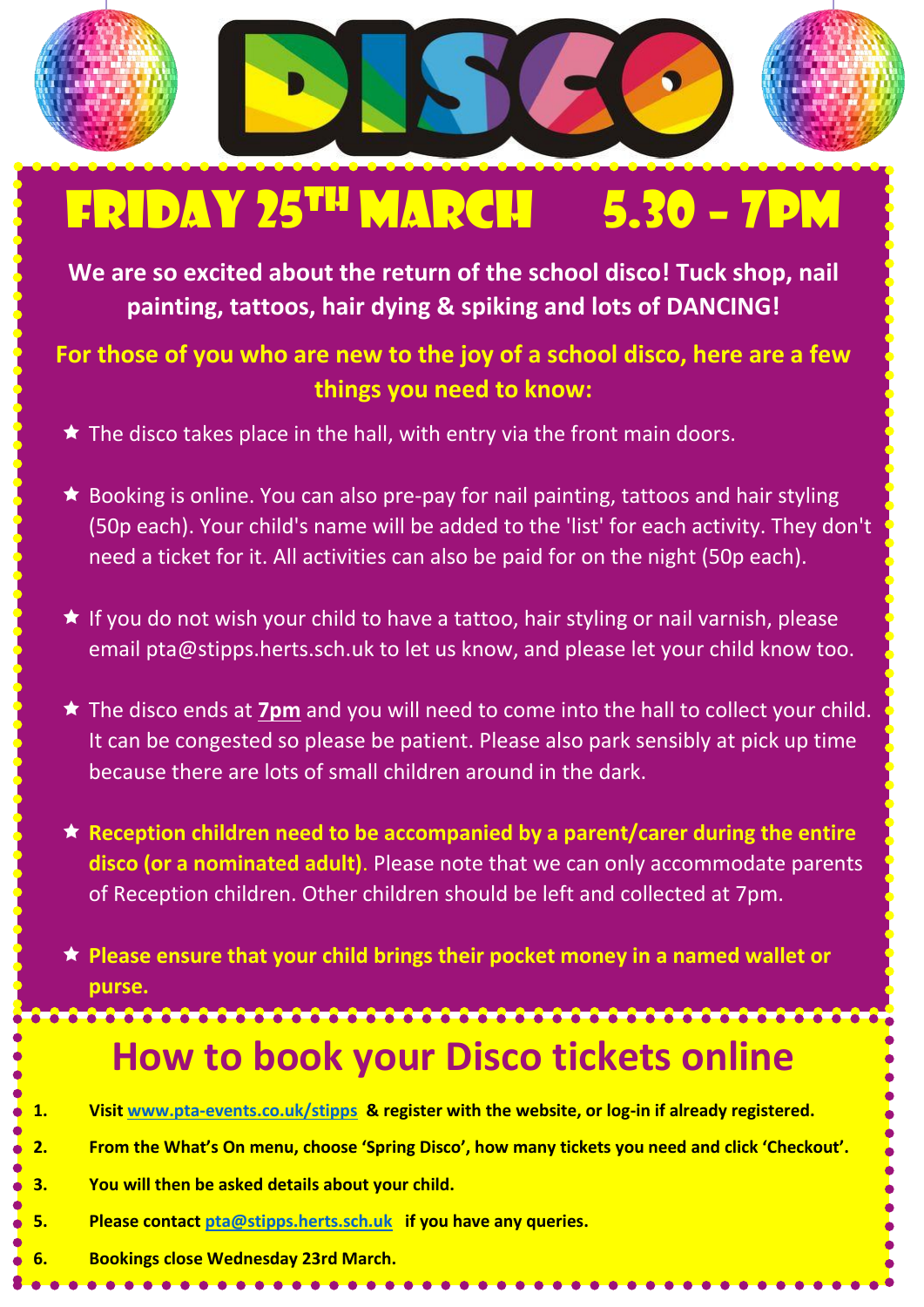# DISCO

## FRIDAY 25TH MARCH 5.30 – 7PM

**We are so excited about the return of the school disco! Tuck shop, nail painting, tattoos, hair dying & spiking and lots of DANCING!**

**For those of you who are new to the joy of a school disco, here are a few things you need to know:**

- The disco takes place in the hall, with entry via the front main doors.
- Booking is online. You can also pre-pay for nail painting, tattoos and hair styling (50p each). Your child's name will be added to the 'list' for each activity. They don't need a ticket for it. All activities can also be paid for on the night (50p each).
- If you do not wish your child to have a tattoo, hair styling or nail varnish, please email pta@stipps.herts.sch.uk to let us know, and please let your child know too.
- The disco ends at **7pm** and you will need to come into the hall to collect your child. It can be congested so please be patient. Please also park sensibly at pick up time because there are lots of small children around in the dark.
- **Reception children need to be accompanied by a parent/carer during the entire disco (or a nominated adult)**. Please note that we can only accommodate parents of Reception children. Other children should be left and collected at 7pm.
- **Please ensure that your child brings their pocket money in a named wallet or purse.**

## How to book your Disco tickets online

1. **Visit www.pta-events.co.uk/stipps & register with the website, or log-in if already registered.**
2. **From the What's On menu, choose 'Spring Disco', how many tickets you need and click 'Checkout'.**
3. **You will then be asked details about your child.**
5. **Please contact pta@stipps.herts.sch.uk if you have any queries.**
6. **Bookings close Wednesday 23rd March.**